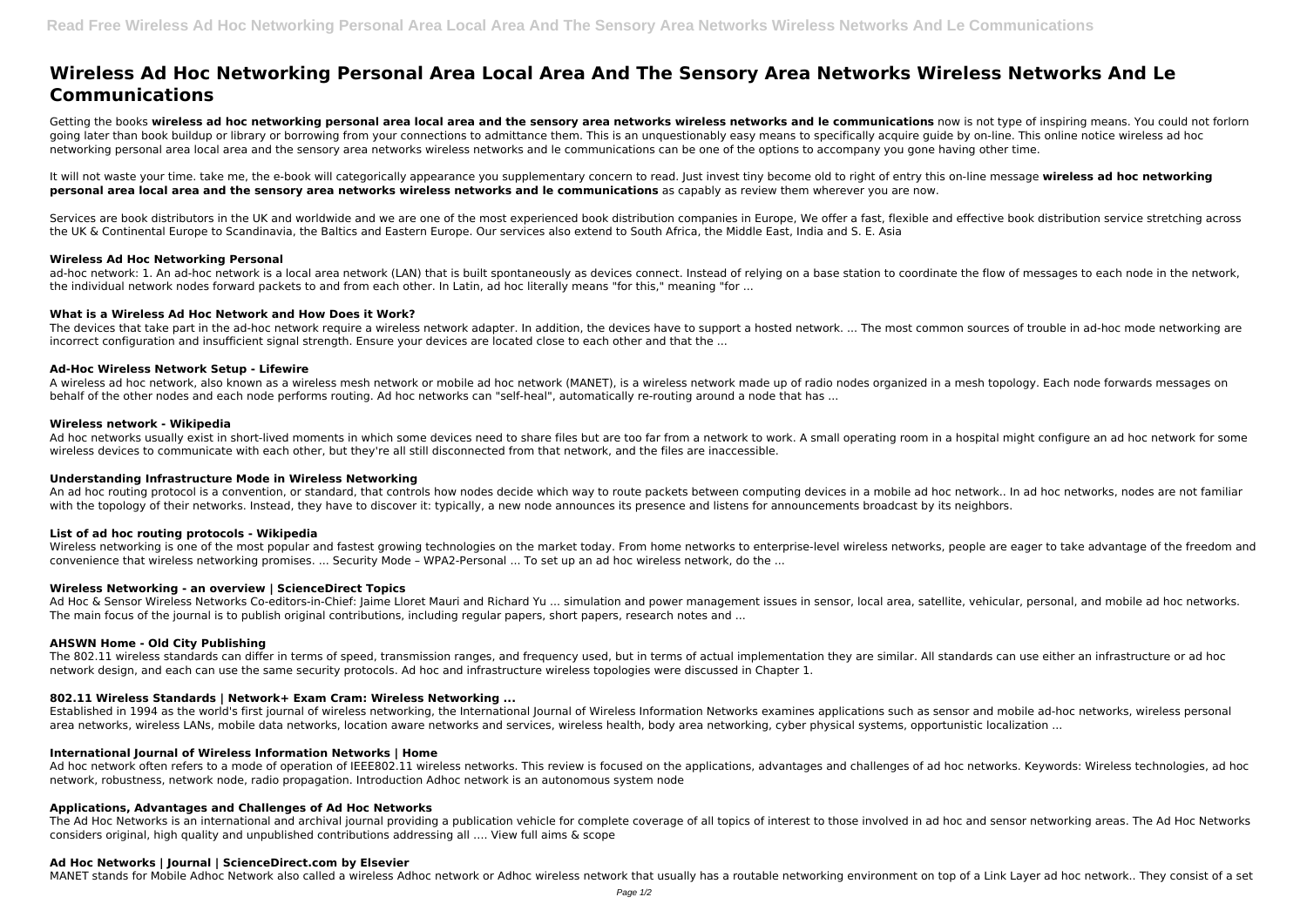# Wireless Ad Hoc Networking Personal Area Local Area And The Sensory Area Networks Wireless Networks And Le Communications

Getting the books **wireless ad hoc networking personal area local area and the sensory area networks wireless networks and le communications** now is not type of inspiring means. You could not forlorn going later than book buildup or library or borrowing from your connections to admittance them. This is an unquestionably easy means to specifically acquire guide by on-line. This online notice wireless ad hoc networking personal area local area and the sensory area networks wireless networks and le communications can be one of the options to accompany you gone having other time.

It will not waste your time. take me, the e-book will categorically appearance you supplementary concern to read. Just invest tiny become old to right of entry this on-line message **wireless ad hoc networking personal area local area and the sensory area networks wireless networks and le communications** as capably as review them wherever you are now.

Services are book distributors in the UK and worldwide and we are one of the most experienced book distribution companies in Europe, We offer a fast, flexible and effective book distribution service stretching across the UK & Continental Europe to Scandinavia, the Baltics and Eastern Europe. Our services also extend to South Africa, the Middle East, India and S. E. Asia

### Wireless Ad Hoc Networking Personal

ad-hoc network: 1. An ad-hoc network is a local area network (LAN) that is built spontaneously as devices connect. Instead of relying on a base station to coordinate the flow of messages to each node in the network, the individual network nodes forward packets to and from each other. In Latin, ad hoc literally means "for this," meaning "for ...

### What is a Wireless Ad Hoc Network and How Does it Work?

The devices that take part in the ad-hoc network require a wireless network adapter. In addition, the devices have to support a hosted network. ... The most common sources of trouble in ad-hoc mode networking are incorrect configuration and insufficient signal strength. Ensure your devices are located close to each other and that the ...

### Ad-Hoc Wireless Network Setup - Lifewire

A wireless ad hoc network, also known as a wireless mesh network or mobile ad hoc network (MANET), is a wireless network made up of radio nodes organized in a mesh topology. Each node forwards messages on behalf of the other nodes and each node performs routing. Ad hoc networks can "self-heal", automatically re-routing around a node that has ...

### Wireless network - Wikipedia

Ad hoc networks usually exist in short-lived moments in which some devices need to share files but are too far from a network to work. A small operating room in a hospital might configure an ad hoc network for some wireless devices to communicate with each other, but they're all still disconnected from that network, and the files are inaccessible.

### Understanding Infrastructure Mode in Wireless Networking

An ad hoc routing protocol is a convention, or standard, that controls how nodes decide which way to route packets between computing devices in a mobile ad hoc network.. In ad hoc networks, nodes are not familiar with the topology of their networks. Instead, they have to discover it: typically, a new node announces its presence and listens for announcements broadcast by its neighbors.

### List of ad hoc routing protocols - Wikipedia

Wireless networking is one of the most popular and fastest growing technologies on the market today. From home networks to enterprise-level wireless networks, people are eager to take advantage of the freedom and convenience that wireless networking promises. ... Security Mode – WPA2-Personal ... To set up an ad hoc wireless network, do the ...

### Wireless Networking - an overview | ScienceDirect Topics

Ad Hoc & Sensor Wireless Networks Co-editors-in-Chief: Jaime Lloret Mauri and Richard Yu ... simulation and power management issues in sensor, local area, satellite, vehicular, personal, and mobile ad hoc networks. The main focus of the journal is to publish original contributions, including regular papers, short papers, research notes and ...

### AHSWN Home - Old City Publishing

The 802.11 wireless standards can differ in terms of speed, transmission ranges, and frequency used, but in terms of actual implementation they are similar. All standards can use either an infrastructure or ad hoc network design, and each can use the same security protocols. Ad hoc and infrastructure wireless topologies were discussed in Chapter 1.

### 802.11 Wireless Standards | Network+ Exam Cram: Wireless Networking ...

Established in 1994 as the world's first journal of wireless networking, the International Journal of Wireless Information Networks examines applications such as sensor and mobile ad-hoc networks, wireless personal area networks, wireless LANs, mobile data networks, location aware networks and services, wireless health, body area networking, cyber physical systems, opportunistic localization ...

### International Journal of Wireless Information Networks | Home

Ad hoc network often refers to a mode of operation of IEEE802.11 wireless networks. This review is focused on the applications, advantages and challenges of ad hoc networks. Keywords: Wireless technologies, ad hoc network, robustness, network node, radio propagation. Introduction Adhoc network is an autonomous system node

### Applications, Advantages and Challenges of Ad Hoc Networks

The Ad Hoc Networks is an international and archival journal providing a publication vehicle for complete coverage of all topics of interest to those involved in ad hoc and sensor networking areas. The Ad Hoc Networks considers original, high quality and unpublished contributions addressing all …. View full aims & scope

### Ad Hoc Networks | Journal | ScienceDirect.com by Elsevier

MANET stands for Mobile Adhoc Network also called a wireless Adhoc network or Adhoc wireless network that usually has a routable networking environment on top of a Link Layer ad hoc network.. They consist of a set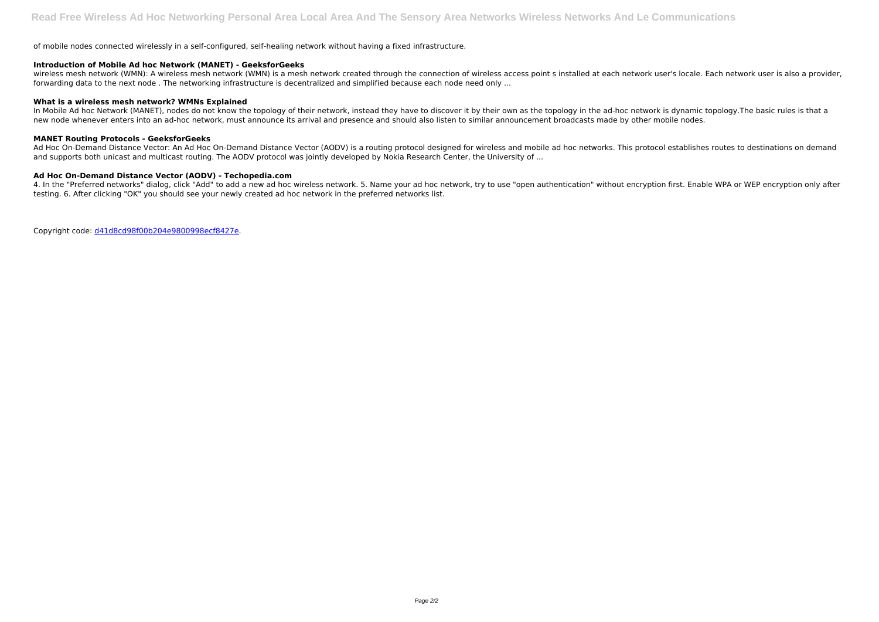of mobile nodes connected wirelessly in a self-configured, self-healing network without having a fixed infrastructure.

**Introduction of Mobile Ad hoc Network (MANET) - GeeksforGeeks**

wireless mesh network (WMN): A wireless mesh network (WMN) is a mesh network created through the connection of wireless access point s installed at each network user's locale. Each network user is also a provider, forwarding data to the next node . The networking infrastructure is decentralized and simplified because each node need only ...

**What is a wireless mesh network? WMNs Explained**

In Mobile Ad hoc Network (MANET), nodes do not know the topology of their network, instead they have to discover it by their own as the topology in the ad-hoc network is dynamic topology.The basic rules is that a new node whenever enters into an ad-hoc network, must announce its arrival and presence and should also listen to similar announcement broadcasts made by other mobile nodes.

**MANET Routing Protocols - GeeksforGeeks**

Ad Hoc On-Demand Distance Vector: An Ad Hoc On-Demand Distance Vector (AODV) is a routing protocol designed for wireless and mobile ad hoc networks. This protocol establishes routes to destinations on demand and supports both unicast and multicast routing. The AODV protocol was jointly developed by Nokia Research Center, the University of ...

**Ad Hoc On-Demand Distance Vector (AODV) - Techopedia.com**

4. In the "Preferred networks" dialog, click "Add" to add a new ad hoc wireless network. 5. Name your ad hoc network, try to use "open authentication" without encryption first. Enable WPA or WEP encryption only after testing. 6. After clicking "OK" you should see your newly created ad hoc network in the preferred networks list.

Copyright code: d41d8cd98f00b204e9800998ecf8427e.